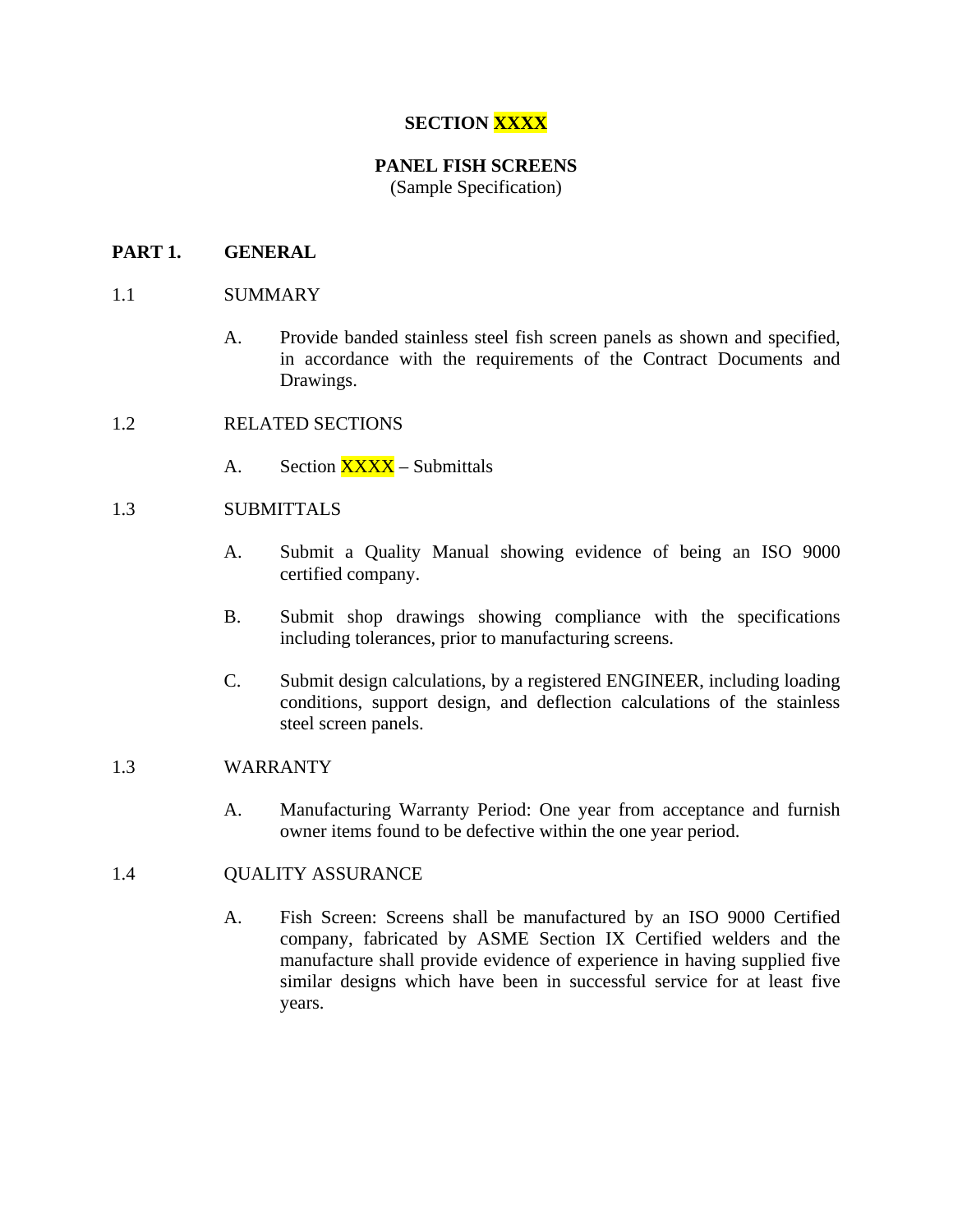# SECTION XXXX

## PANEL FISH SCREENS

(Sample Specification)

## PART 1. GENERAL

### 1.1 SUMMARY

A. Provide banded stainless steel fish screen panels as shown and specified, in accordance with the requirements of the Contract Documents and Drawings.

### 1.2 RELATED SECTIONS

A. Section XXXX – Submittals

### 1.3 SUBMITTALS

A. Submit a Quality Manual showing evidence of being an ISO 9000 certified company.

B. Submit shop drawings showing compliance with the specifications including tolerances, prior to manufacturing screens.

C. Submit design calculations, by a registered ENGINEER, including loading conditions, support design, and deflection calculations of the stainless steel screen panels.

### 1.3 WARRANTY

A. Manufacturing Warranty Period: One year from acceptance and furnish owner items found to be defective within the one year period.

### 1.4 QUALITY ASSURANCE

A. Fish Screen: Screens shall be manufactured by an ISO 9000 Certified company, fabricated by ASME Section IX Certified welders and the manufacture shall provide evidence of experience in having supplied five similar designs which have been in successful service for at least five years.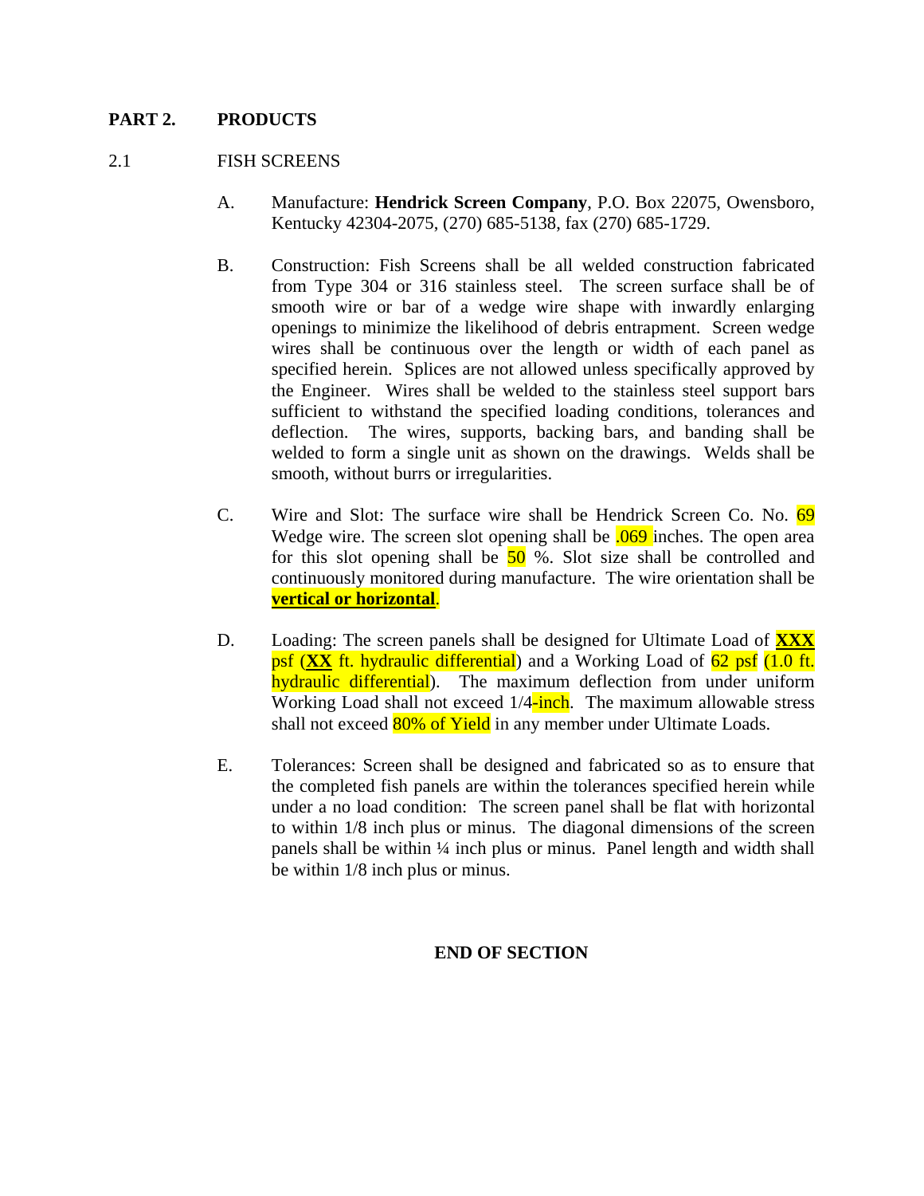## PART 2. PRODUCTS

### 2.1 FISH SCREENS

A. Manufacture: **Hendrick Screen Company**, P.O. Box 22075, Owensboro, Kentucky 42304-2075, (270) 685-5138, fax (270) 685-1729.

B. Construction: Fish Screens shall be all welded construction fabricated from Type 304 or 316 stainless steel. The screen surface shall be of smooth wire or bar of a wedge wire shape with inwardly enlarging openings to minimize the likelihood of debris entrapment. Screen wedge wires shall be continuous over the length or width of each panel as specified herein. Splices are not allowed unless specifically approved by the Engineer. Wires shall be welded to the stainless steel support bars sufficient to withstand the specified loading conditions, tolerances and deflection. The wires, supports, backing bars, and banding shall be welded to form a single unit as shown on the drawings. Welds shall be smooth, without burrs or irregularities.

C. Wire and Slot: The surface wire shall be Hendrick Screen Co. No. 69 Wedge wire. The screen slot opening shall be .069 inches. The open area for this slot opening shall be 50 %. Slot size shall be controlled and continuously monitored during manufacture. The wire orientation shall be **vertical or horizontal**.

D. Loading: The screen panels shall be designed for Ultimate Load of **XXX** psf (**XX** ft. hydraulic differential) and a Working Load of 62 psf (1.0 ft. hydraulic differential). The maximum deflection from under uniform Working Load shall not exceed 1/4-inch. The maximum allowable stress shall not exceed 80% of Yield in any member under Ultimate Loads.

E. Tolerances: Screen shall be designed and fabricated so as to ensure that the completed fish panels are within the tolerances specified herein while under a no load condition: The screen panel shall be flat with horizontal to within 1/8 inch plus or minus. The diagonal dimensions of the screen panels shall be within ¼ inch plus or minus. Panel length and width shall be within 1/8 inch plus or minus.

**END OF SECTION**